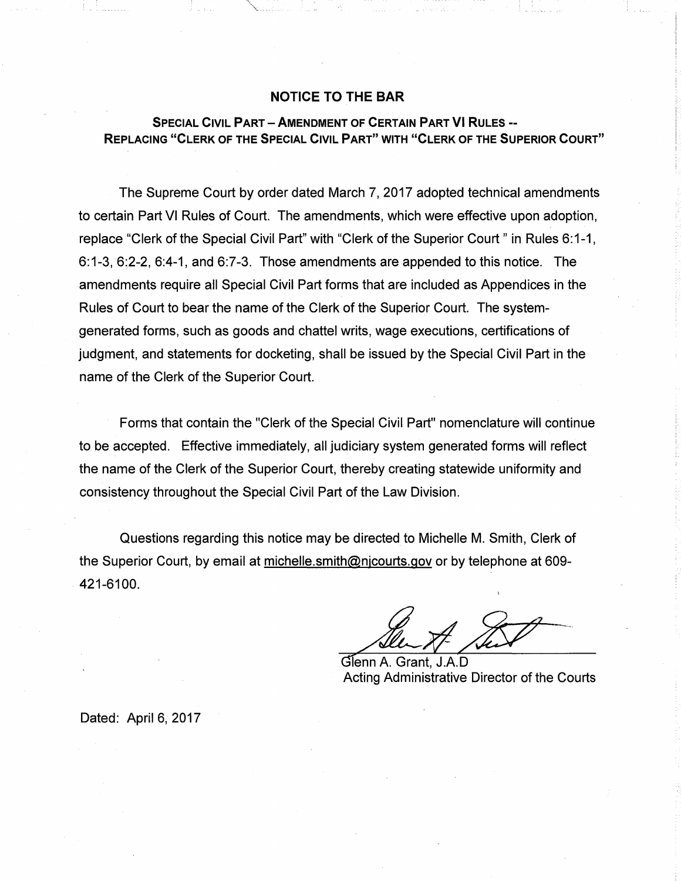# NOTICE TO THE BAR

## SPECIAL CIVIL PART – AMENDMENT OF CERTAIN PART VI RULES -- REPLACING "CLERK OF THE SPECIAL CIVIL PART" WITH "CLERK OF THE SUPERIOR COURT"

The Supreme Court by order dated March 7, 2017 adopted technical amendments to certain Part VI Rules of Court. The amendments, which were effective upon adoption, replace "Clerk of the Special Civil Part" with "Clerk of the Superior Court " in Rules 6:1-1, 6:1-3, 6:2-2, 6:4-1, and 6:7-3. Those amendments are appended to this notice. The amendments require all Special Civil Part forms that are included as Appendices in the Rules of Court to bear the name of the Clerk of the Superior Court. The system-generated forms, such as goods and chattel writs, wage executions, certifications of judgment, and statements for docketing, shall be issued by the Special Civil Part in the name of the Clerk of the Superior Court.

Forms that contain the "Clerk of the Special Civil Part" nomenclature will continue to be accepted. Effective immediately, all judiciary system generated forms will reflect the name of the Clerk of the Superior Court, thereby creating statewide uniformity and consistency throughout the Special Civil Part of the Law Division.

Questions regarding this notice may be directed to Michelle M. Smith, Clerk of the Superior Court, by email at michelle.smith@njcourts.gov or by telephone at 609-421-6100.

Glenn A. Grant, J.A.D
Acting Administrative Director of the Courts

Dated: April 6, 2017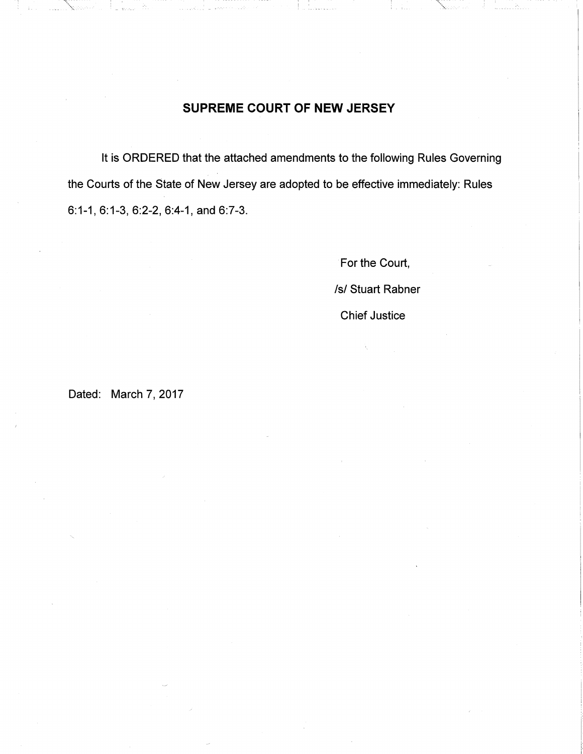# SUPREME COURT OF NEW JERSEY

It is ORDERED that the attached amendments to the following Rules Governing the Courts of the State of New Jersey are adopted to be effective immediately: Rules 6:1-1, 6:1-3, 6:2-2, 6:4-1, and 6:7-3.

For the Court,

/s/ Stuart Rabner

Chief Justice

Dated: March 7, 2017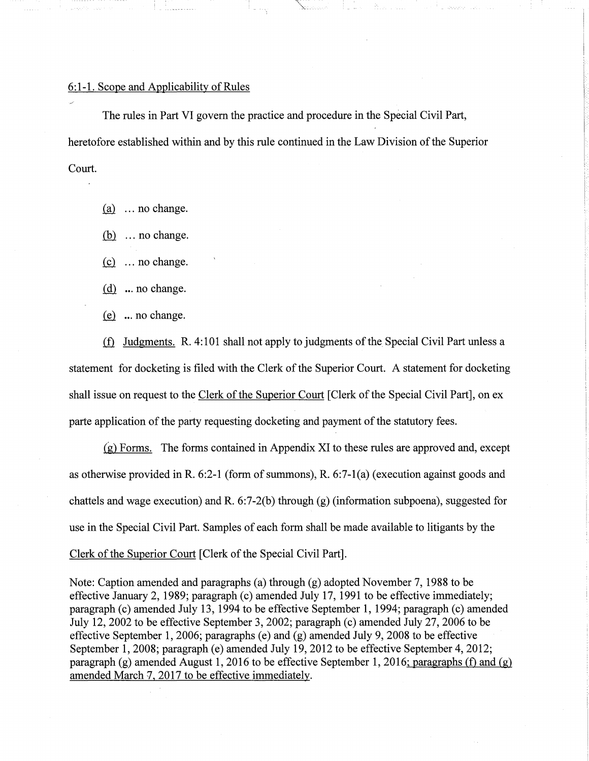6:1-1. Scope and Applicability of Rules

The rules in Part VI govern the practice and procedure in the Special Civil Part, heretofore established within and by this rule continued in the Law Division of the Superior Court.

(a) … no change.

(b) … no change.

(c) … no change.

(d) ... no change.

(e) ... no change.

(f) Judgments. R. 4:101 shall not apply to judgments of the Special Civil Part unless a statement for docketing is filed with the Clerk of the Superior Court. A statement for docketing shall issue on request to the Clerk of the Superior Court [Clerk of the Special Civil Part], on ex parte application of the party requesting docketing and payment of the statutory fees.

(g) Forms. The forms contained in Appendix XI to these rules are approved and, except as otherwise provided in R. 6:2-1 (form of summons), R. 6:7-1(a) (execution against goods and chattels and wage execution) and R. 6:7-2(b) through (g) (information subpoena), suggested for use in the Special Civil Part. Samples of each form shall be made available to litigants by the Clerk of the Superior Court [Clerk of the Special Civil Part].

Note: Caption amended and paragraphs (a) through (g) adopted November 7, 1988 to be effective January 2, 1989; paragraph (c) amended July 17, 1991 to be effective immediately; paragraph (c) amended July 13, 1994 to be effective September 1, 1994; paragraph (c) amended July 12, 2002 to be effective September 3, 2002; paragraph (c) amended July 27, 2006 to be effective September 1, 2006; paragraphs (e) and (g) amended July 9, 2008 to be effective September 1, 2008; paragraph (e) amended July 19, 2012 to be effective September 4, 2012; paragraph (g) amended August 1, 2016 to be effective September 1, 2016; paragraphs (f) and (g) amended March 7, 2017 to be effective immediately.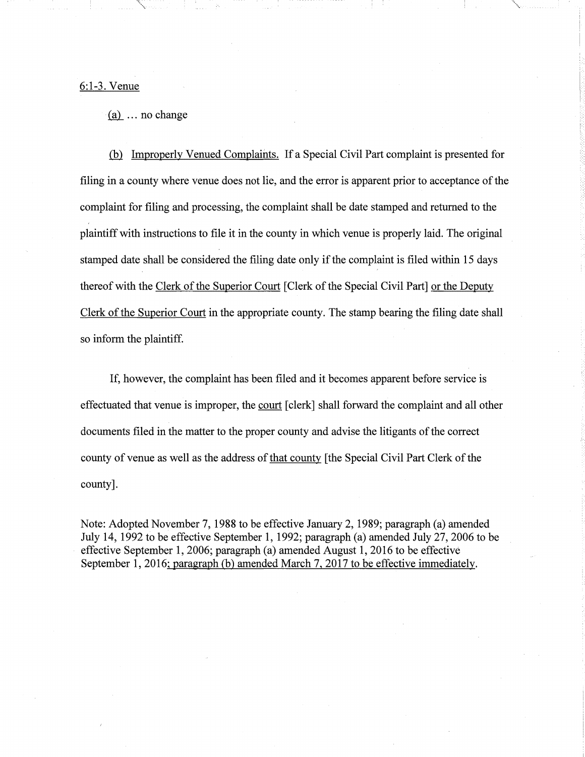6:1-3. Venue

(a) ... no change

(b) Improperly Venued Complaints. If a Special Civil Part complaint is presented for filing in a county where venue does not lie, and the error is apparent prior to acceptance of the complaint for filing and processing, the complaint shall be date stamped and returned to the plaintiff with instructions to file it in the county in which venue is properly laid. The original stamped date shall be considered the filing date only if the complaint is filed within 15 days thereof with the Clerk of the Superior Court [Clerk of the Special Civil Part] or the Deputy Clerk of the Superior Court in the appropriate county. The stamp bearing the filing date shall so inform the plaintiff.

If, however, the complaint has been filed and it becomes apparent before service is effectuated that venue is improper, the court [clerk] shall forward the complaint and all other documents filed in the matter to the proper county and advise the litigants of the correct county of venue as well as the address of that county [the Special Civil Part Clerk of the county].

Note: Adopted November 7, 1988 to be effective January 2, 1989; paragraph (a) amended July 14, 1992 to be effective September 1, 1992; paragraph (a) amended July 27, 2006 to be effective September 1, 2006; paragraph (a) amended August 1, 2016 to be effective September 1, 2016; paragraph (b) amended March 7, 2017 to be effective immediately.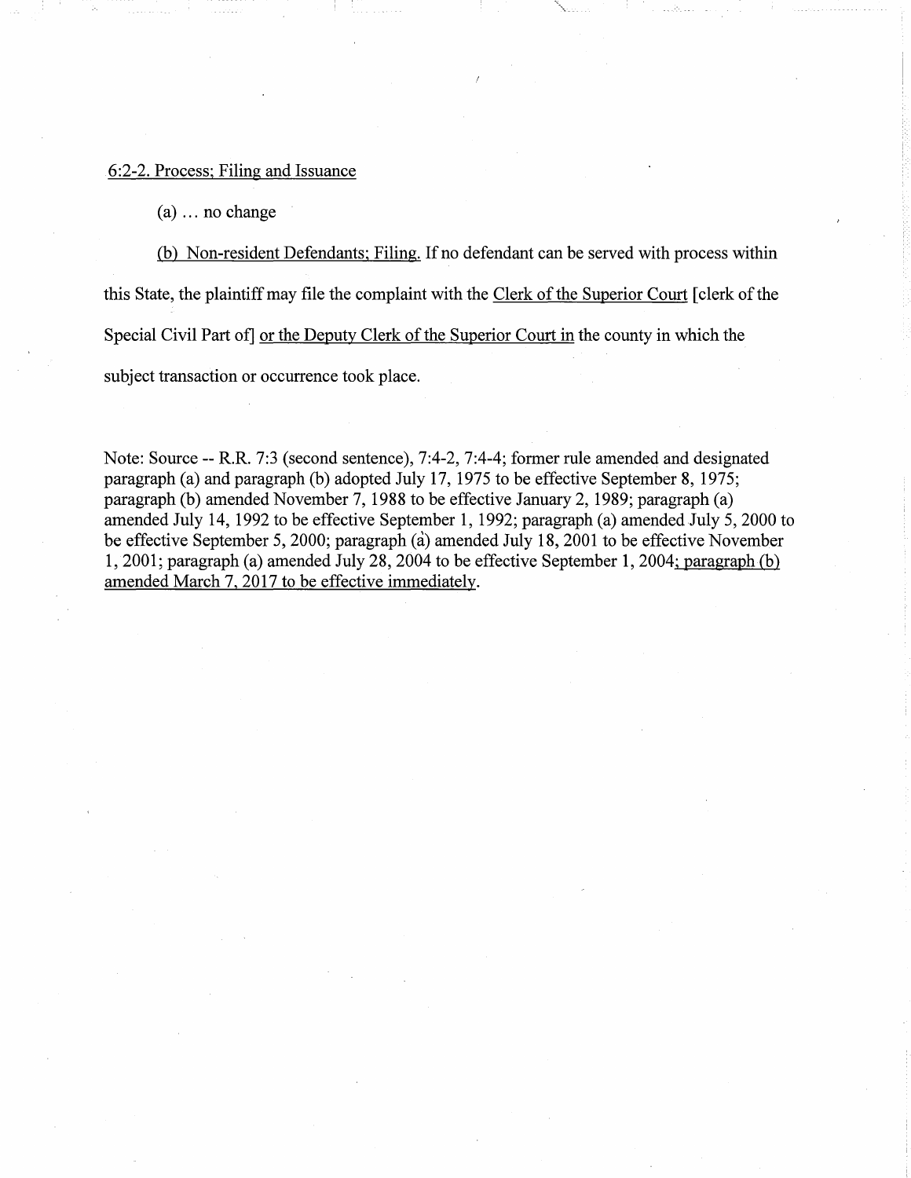6:2-2. Process; Filing and Issuance

(a) … no change

(b) Non-resident Defendants; Filing. If no defendant can be served with process within this State, the plaintiff may file the complaint with the Clerk of the Superior Court [clerk of the Special Civil Part of] or the Deputy Clerk of the Superior Court in the county in which the subject transaction or occurrence took place.

Note: Source -- R.R. 7:3 (second sentence), 7:4-2, 7:4-4; former rule amended and designated paragraph (a) and paragraph (b) adopted July 17, 1975 to be effective September 8, 1975; paragraph (b) amended November 7, 1988 to be effective January 2, 1989; paragraph (a) amended July 14, 1992 to be effective September 1, 1992; paragraph (a) amended July 5, 2000 to be effective September 5, 2000; paragraph (a) amended July 18, 2001 to be effective November 1, 2001; paragraph (a) amended July 28, 2004 to be effective September 1, 2004; paragraph (b) amended March 7, 2017 to be effective immediately.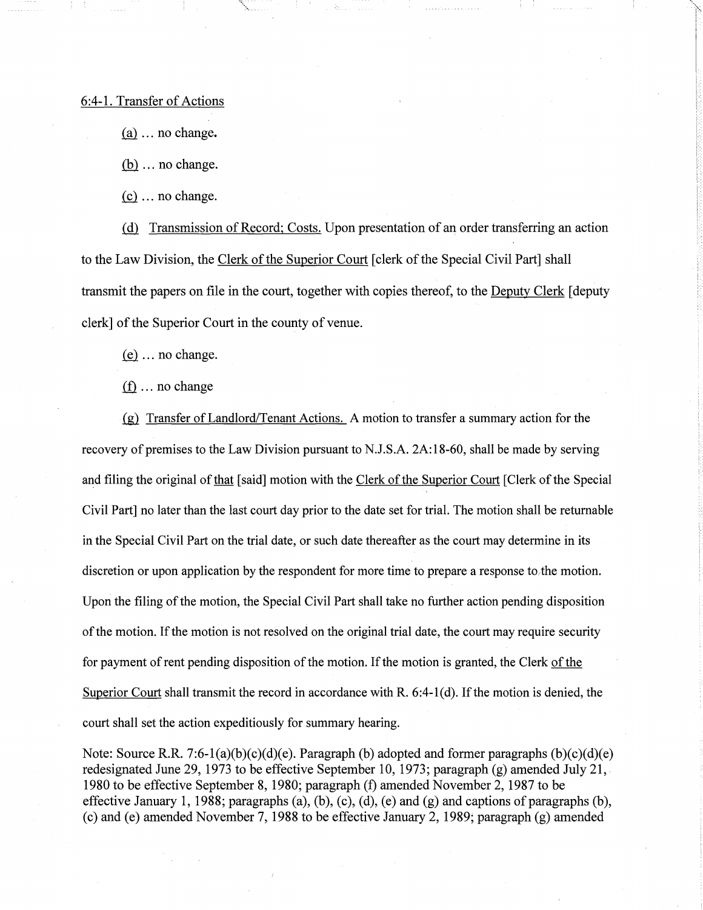6:4-1. Transfer of Actions

(a) … no change.

(b) … no change.

(c) … no change.

(d) Transmission of Record; Costs. Upon presentation of an order transferring an action to the Law Division, the Clerk of the Superior Court [clerk of the Special Civil Part] shall transmit the papers on file in the court, together with copies thereof, to the Deputy Clerk [deputy clerk] of the Superior Court in the county of venue.

(e) … no change.

(f) … no change

(g) Transfer of Landlord/Tenant Actions. A motion to transfer a summary action for the recovery of premises to the Law Division pursuant to N.J.S.A. 2A:18-60, shall be made by serving and filing the original of that [said] motion with the Clerk of the Superior Court [Clerk of the Special Civil Part] no later than the last court day prior to the date set for trial. The motion shall be returnable in the Special Civil Part on the trial date, or such date thereafter as the court may determine in its discretion or upon application by the respondent for more time to prepare a response to the motion. Upon the filing of the motion, the Special Civil Part shall take no further action pending disposition of the motion. If the motion is not resolved on the original trial date, the court may require security for payment of rent pending disposition of the motion. If the motion is granted, the Clerk of the Superior Court shall transmit the record in accordance with R. 6:4-1(d). If the motion is denied, the court shall set the action expeditiously for summary hearing.

Note: Source R.R. 7:6-1(a)(b)(c)(d)(e). Paragraph (b) adopted and former paragraphs (b)(c)(d)(e) redesignated June 29, 1973 to be effective September 10, 1973; paragraph (g) amended July 21, 1980 to be effective September 8, 1980; paragraph (f) amended November 2, 1987 to be effective January 1, 1988; paragraphs (a), (b), (c), (d), (e) and (g) and captions of paragraphs (b), (c) and (e) amended November 7, 1988 to be effective January 2, 1989; paragraph (g) amended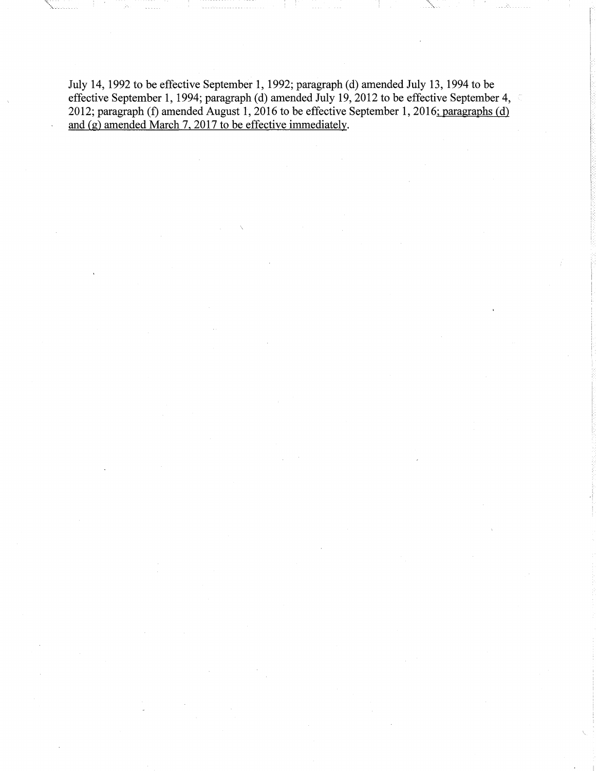July 14, 1992 to be effective September 1, 1992; paragraph (d) amended July 13, 1994 to be effective September 1, 1994; paragraph (d) amended July 19, 2012 to be effective September 4, 2012; paragraph (f) amended August 1, 2016 to be effective September 1, 2016; paragraphs (d) and (g) amended March 7, 2017 to be effective immediately.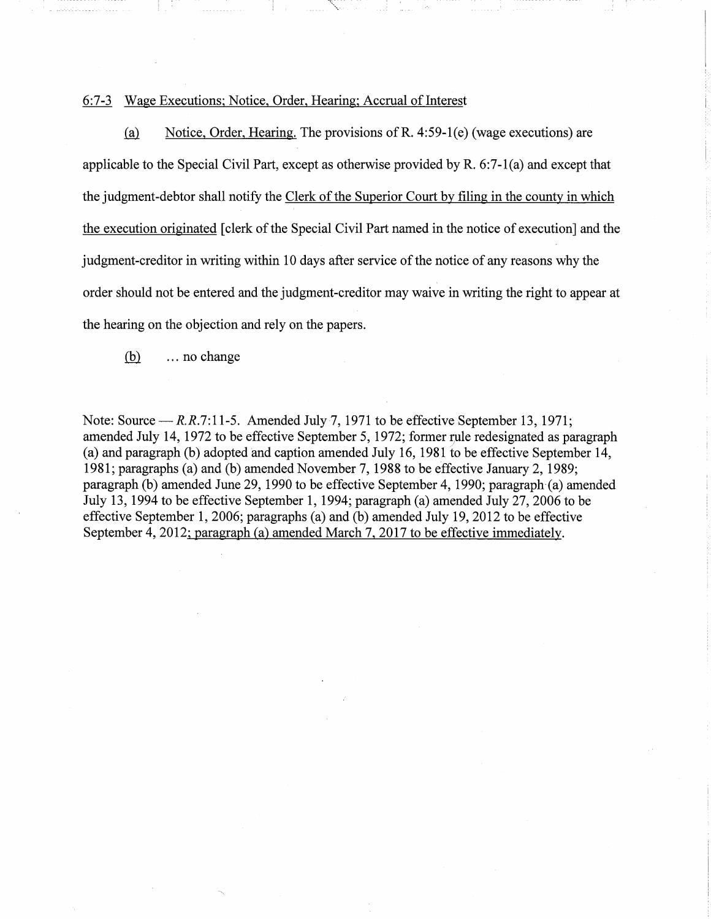6:7-3 Wage Executions; Notice, Order, Hearing; Accrual of Interest

(a) Notice, Order, Hearing. The provisions of R. 4:59-1(e) (wage executions) are applicable to the Special Civil Part, except as otherwise provided by R. 6:7-1(a) and except that the judgment-debtor shall notify the Clerk of the Superior Court by filing in the county in which the execution originated [clerk of the Special Civil Part named in the notice of execution] and the judgment-creditor in writing within 10 days after service of the notice of any reasons why the order should not be entered and the judgment-creditor may waive in writing the right to appear at the hearing on the objection and rely on the papers.

(b) … no change

Note: Source — *R.R.*7:11-5. Amended July 7, 1971 to be effective September 13, 1971; amended July 14, 1972 to be effective September 5, 1972; former rule redesignated as paragraph (a) and paragraph (b) adopted and caption amended July 16, 1981 to be effective September 14, 1981; paragraphs (a) and (b) amended November 7, 1988 to be effective January 2, 1989; paragraph (b) amended June 29, 1990 to be effective September 4, 1990; paragraph (a) amended July 13, 1994 to be effective September 1, 1994; paragraph (a) amended July 27, 2006 to be effective September 1, 2006; paragraphs (a) and (b) amended July 19, 2012 to be effective September 4, 2012; paragraph (a) amended March 7, 2017 to be effective immediately.